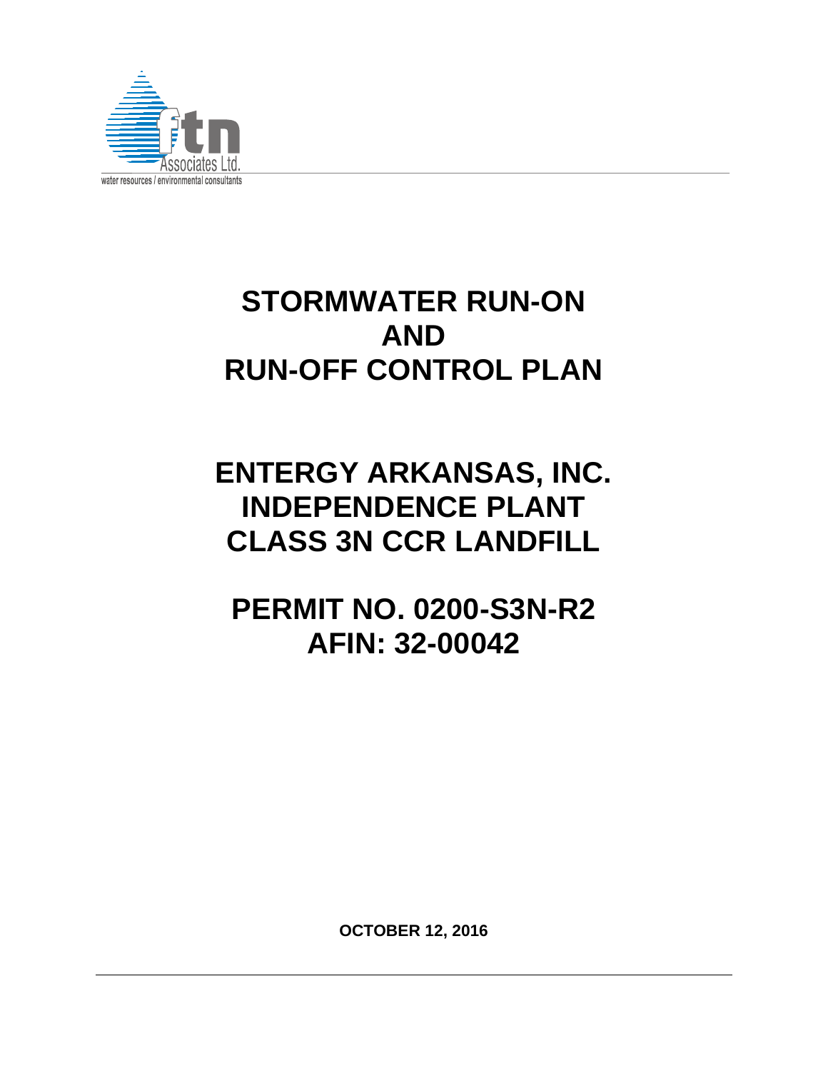FTN Associates Ltd.
water resources / environmental consultants

# STORMWATER RUN-ON AND RUN-OFF CONTROL PLAN

# ENTERGY ARKANSAS, INC. INDEPENDENCE PLANT CLASS 3N CCR LANDFILL

# PERMIT NO. 0200-S3N-R2 AFIN: 32-00042

**OCTOBER 12, 2016**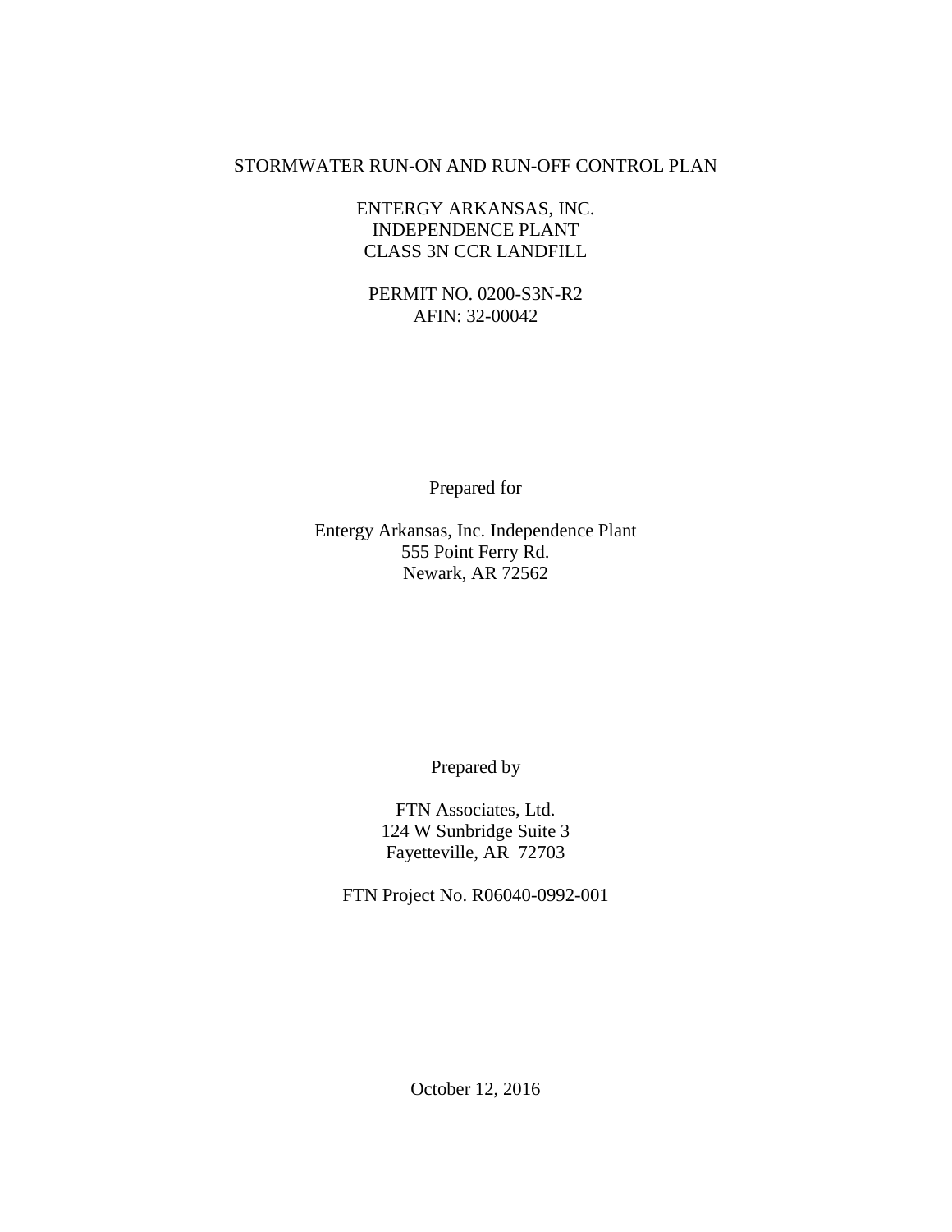# STORMWATER RUN-ON AND RUN-OFF CONTROL PLAN

ENTERGY ARKANSAS, INC.
INDEPENDENCE PLANT
CLASS 3N CCR LANDFILL

PERMIT NO. 0200-S3N-R2
AFIN: 32-00042

Prepared for

Entergy Arkansas, Inc. Independence Plant
555 Point Ferry Rd.
Newark, AR 72562

Prepared by

FTN Associates, Ltd.
124 W Sunbridge Suite 3
Fayetteville, AR 72703

FTN Project No. R06040-0992-001

October 12, 2016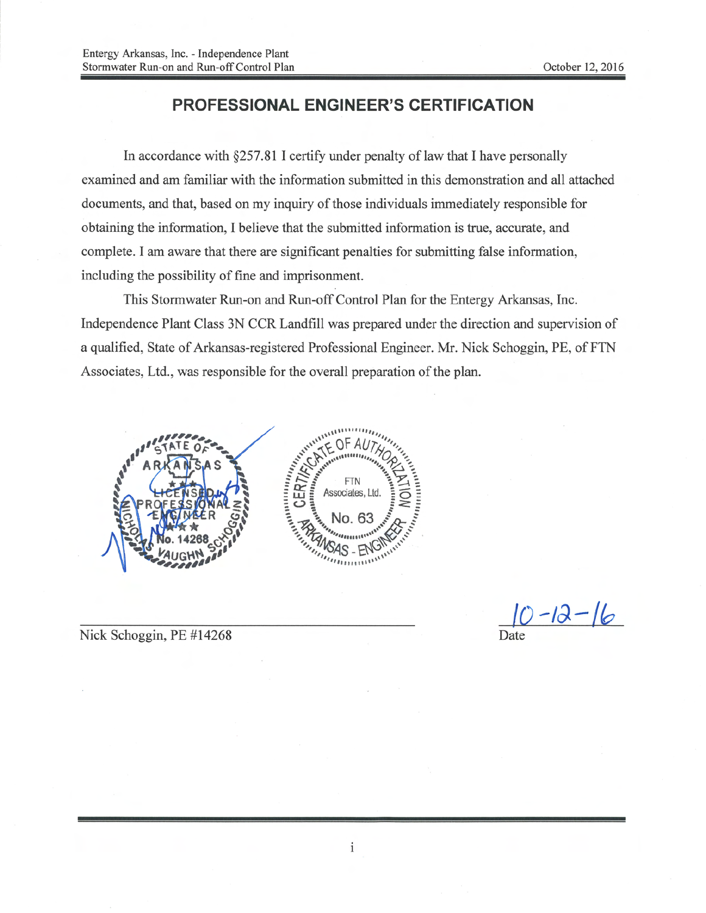## PROFESSIONAL ENGINEER'S CERTIFICATION

In accordance with §257.81 I certify under penalty of law that I have personally examined and am familiar with the information submitted in this demonstration and all attached documents, and that, based on my inquiry of those individuals immediately responsible for obtaining the information, I believe that the submitted information is true, accurate, and complete. I am aware that there are significant penalties for submitting false information, including the possibility of fine and imprisonment.

This Stormwater Run-on and Run-off Control Plan for the Entergy Arkansas, Inc. Independence Plant Class 3N CCR Landfill was prepared under the direction and supervision of a qualified, State of Arkansas-registered Professional Engineer. Mr. Nick Schoggin, PE, of FTN Associates, Ltd., was responsible for the overall preparation of the plan.

STATE OF ARKANSAS LICENSED PROFESSIONAL ENGINEER No. 14268 NICHOLAS VAUGHN SCHOGGIN

CERTIFICATE OF AUTHORIZATION FTN Associates, Ltd. No. 63 ARKANSAS - ENGINEER

Nick Schoggin, PE #14268

10-12-16
Date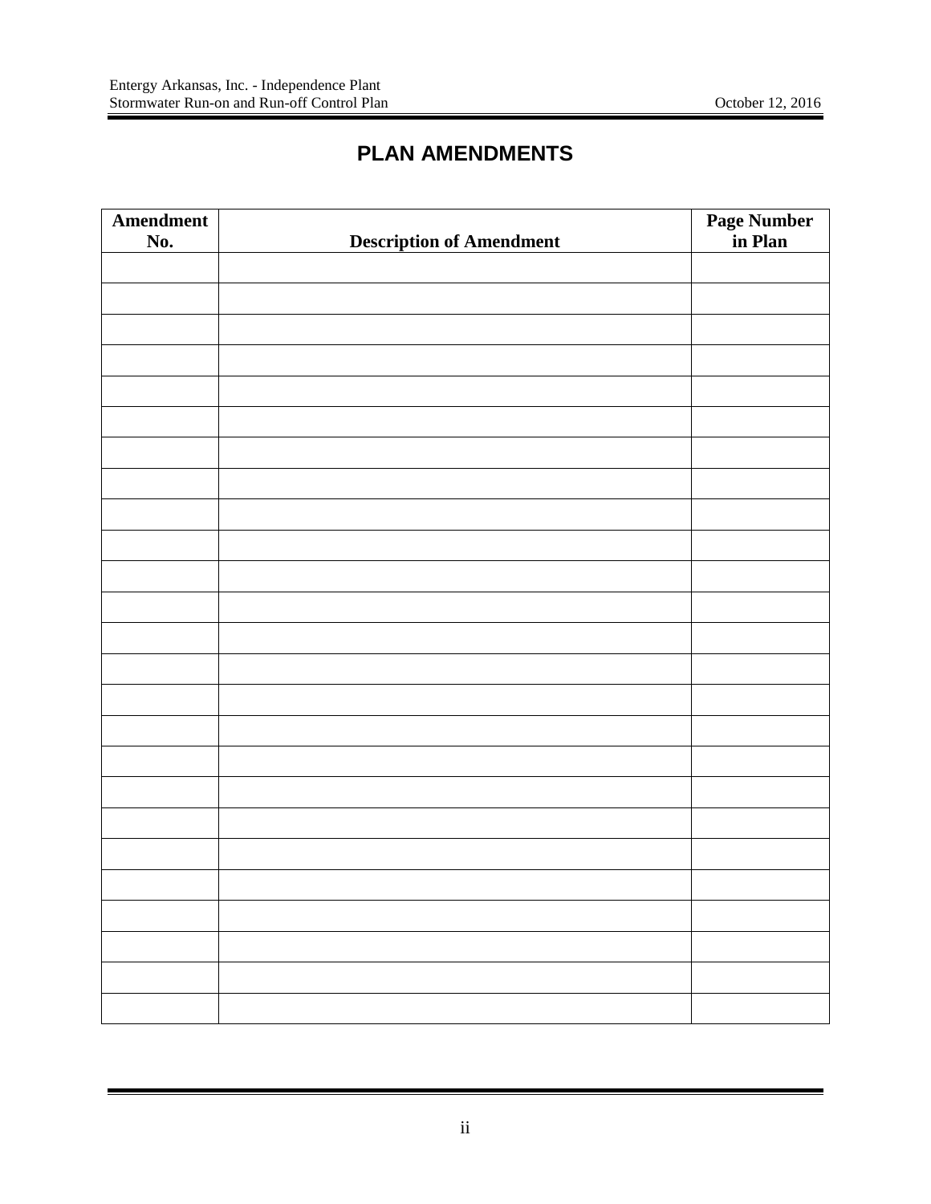# PLAN AMENDMENTS

| Amendment No. | Description of Amendment | Page Number in Plan |
|---|---|---|
| | | |
| | | |
| | | |
| | | |
| | | |
| | | |
| | | |
| | | |
| | | |
| | | |
| | | |
| | | |
| | | |
| | | |
| | | |
| | | |
| | | |
| | | |
| | | |
| | | |
| | | |
| | | |
| | | |
| | | |
| | | |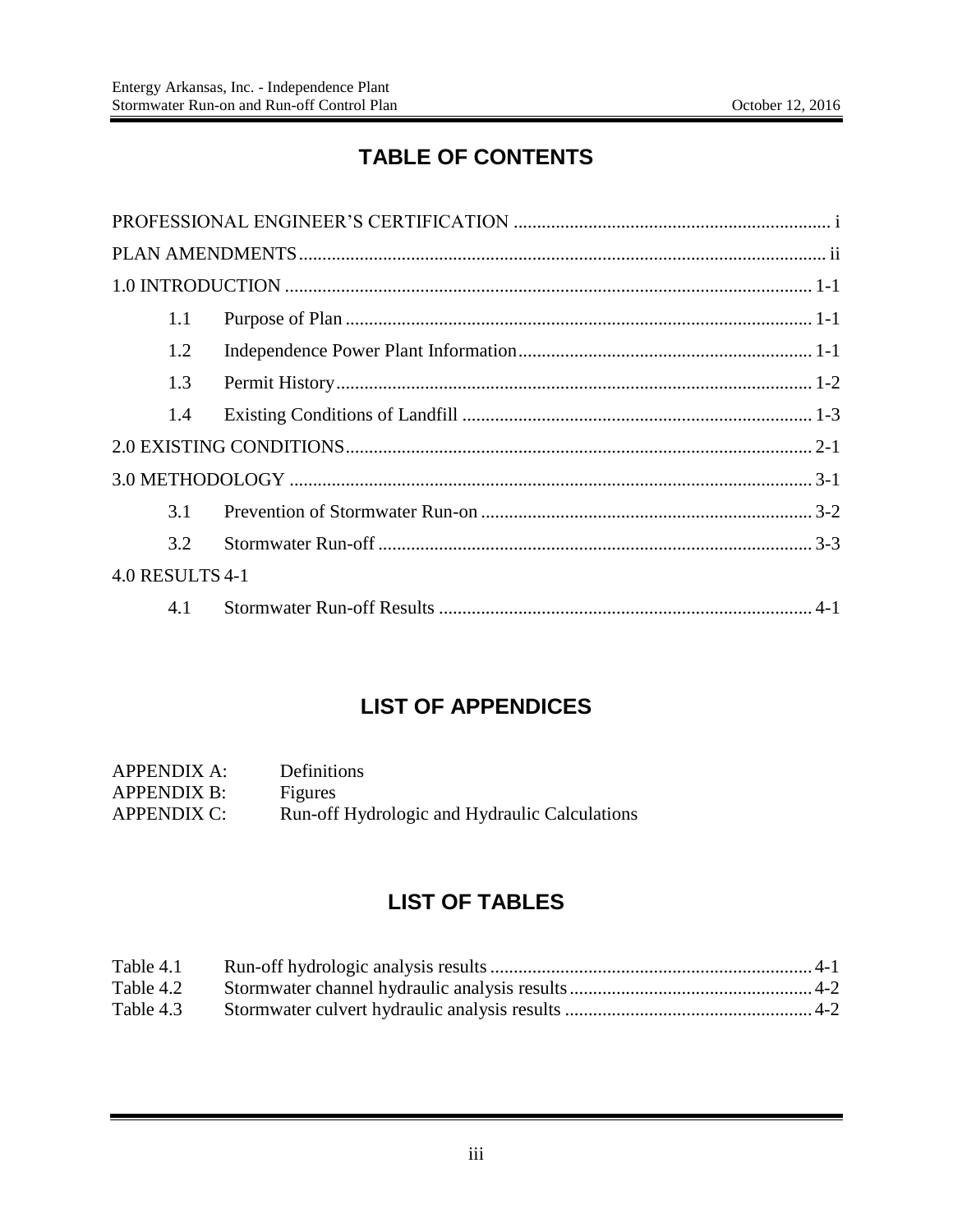# TABLE OF CONTENTS

PROFESSIONAL ENGINEER'S CERTIFICATION .................................................................... i

PLAN AMENDMENTS ................................................................................................ ii

1.0 INTRODUCTION ................................................................................................ 1-1

- 1.1 Purpose of Plan ................................................................................................ 1-1
- 1.2 Independence Power Plant Information ............................................................ 1-1
- 1.3 Permit History .................................................................................................. 1-2
- 1.4 Existing Conditions of Landfill ......................................................................... 1-3

2.0 EXISTING CONDITIONS ................................................................................... 2-1

3.0 METHODOLOGY ............................................................................................... 3-1

- 3.1 Prevention of Stormwater Run-on ..................................................................... 3-2
- 3.2 Stormwater Run-off .......................................................................................... 3-3

4.0 RESULTS 4-1

- 4.1 Stormwater Run-off Results ............................................................................. 4-1

# LIST OF APPENDICES

| | |
|---|---|
| APPENDIX A: | Definitions |
| APPENDIX B: | Figures |
| APPENDIX C: | Run-off Hydrologic and Hydraulic Calculations |

# LIST OF TABLES

| | | |
|---|---|---|
| Table 4.1 | Run-off hydrologic analysis results | 4-1 |
| Table 4.2 | Stormwater channel hydraulic analysis results | 4-2 |
| Table 4.3 | Stormwater culvert hydraulic analysis results | 4-2 |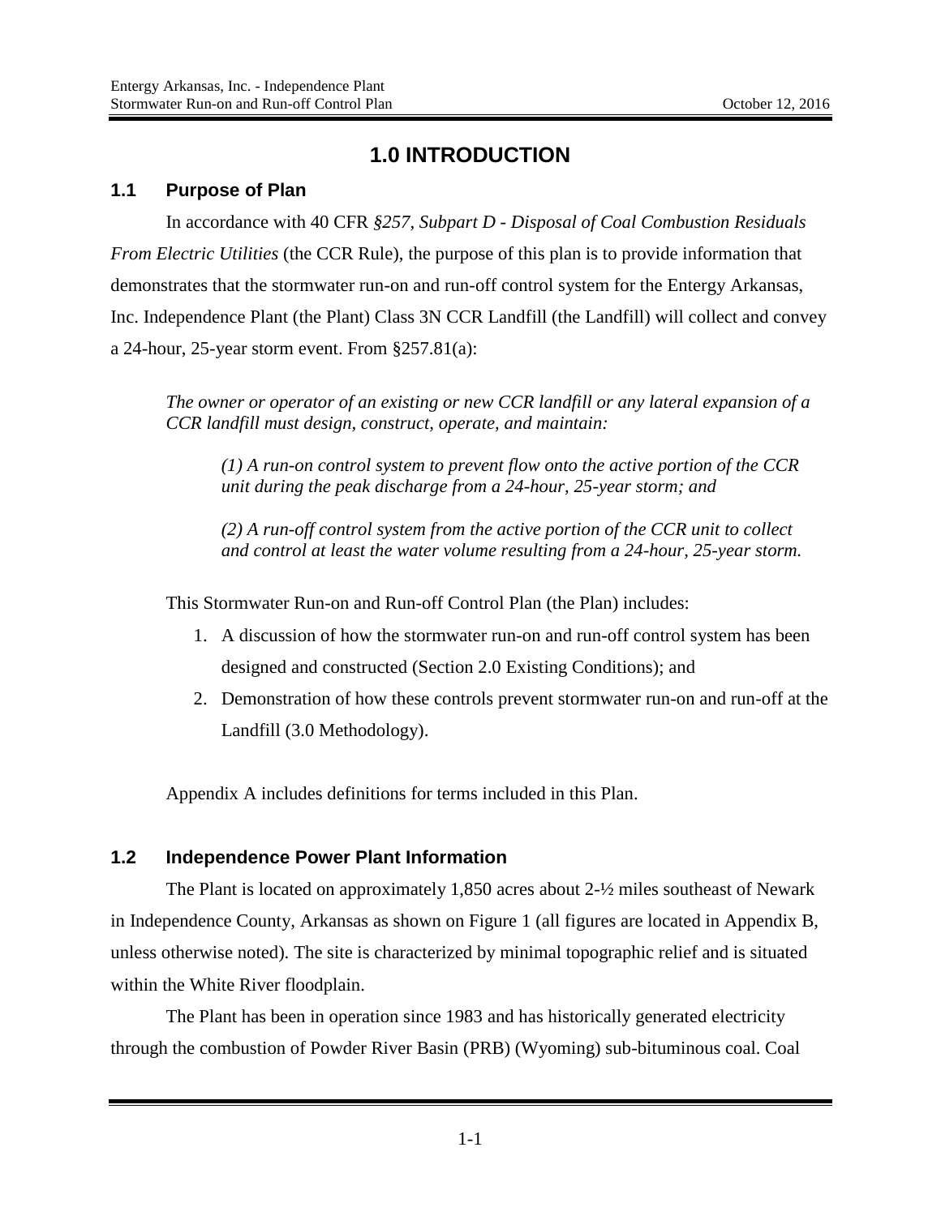# 1.0 INTRODUCTION

## 1.1 Purpose of Plan

In accordance with 40 CFR *§257, Subpart D - Disposal of Coal Combustion Residuals From Electric Utilities* (the CCR Rule), the purpose of this plan is to provide information that demonstrates that the stormwater run-on and run-off control system for the Entergy Arkansas, Inc. Independence Plant (the Plant) Class 3N CCR Landfill (the Landfill) will collect and convey a 24-hour, 25-year storm event. From §257.81(a):

> *The owner or operator of an existing or new CCR landfill or any lateral expansion of a CCR landfill must design, construct, operate, and maintain:*
>
> > *(1) A run-on control system to prevent flow onto the active portion of the CCR unit during the peak discharge from a 24-hour, 25-year storm; and*
> >
> > *(2) A run-off control system from the active portion of the CCR unit to collect and control at least the water volume resulting from a 24-hour, 25-year storm.*

This Stormwater Run-on and Run-off Control Plan (the Plan) includes:

1. A discussion of how the stormwater run-on and run-off control system has been designed and constructed (Section 2.0 Existing Conditions); and
2. Demonstration of how these controls prevent stormwater run-on and run-off at the Landfill (3.0 Methodology).

Appendix A includes definitions for terms included in this Plan.

## 1.2 Independence Power Plant Information

The Plant is located on approximately 1,850 acres about 2-½ miles southeast of Newark in Independence County, Arkansas as shown on Figure 1 (all figures are located in Appendix B, unless otherwise noted). The site is characterized by minimal topographic relief and is situated within the White River floodplain.

The Plant has been in operation since 1983 and has historically generated electricity through the combustion of Powder River Basin (PRB) (Wyoming) sub-bituminous coal. Coal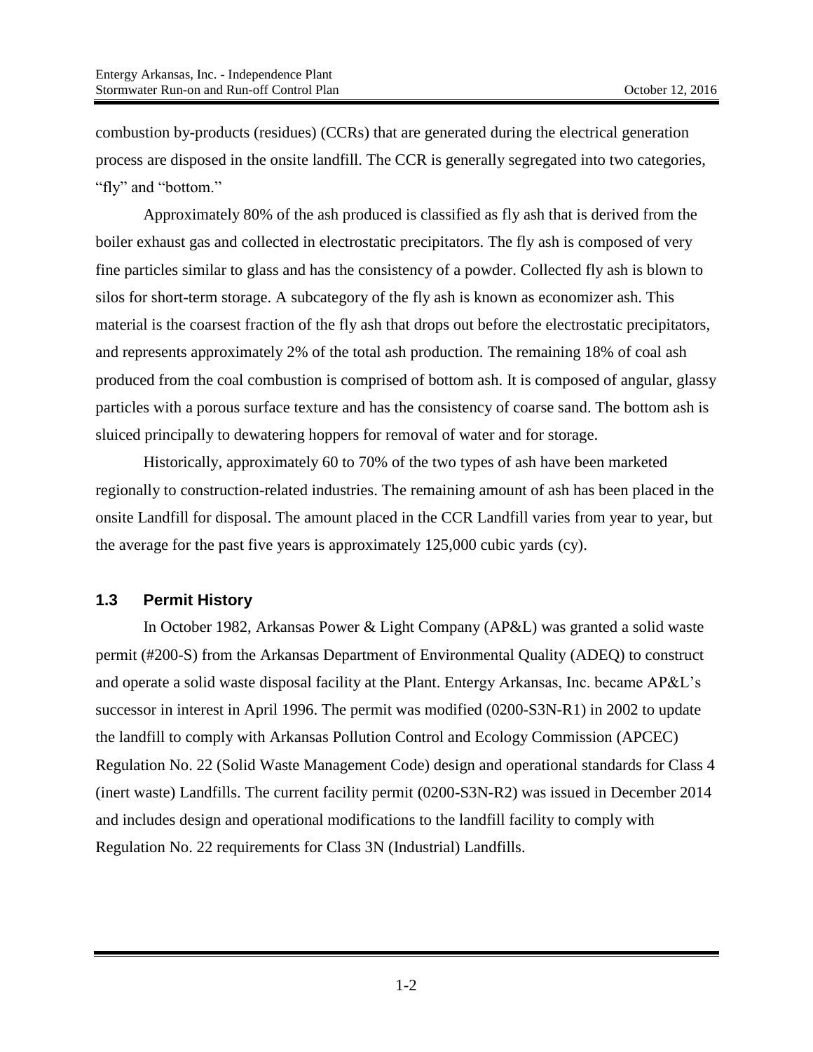combustion by-products (residues) (CCRs) that are generated during the electrical generation process are disposed in the onsite landfill. The CCR is generally segregated into two categories, "fly" and "bottom."

Approximately 80% of the ash produced is classified as fly ash that is derived from the boiler exhaust gas and collected in electrostatic precipitators. The fly ash is composed of very fine particles similar to glass and has the consistency of a powder. Collected fly ash is blown to silos for short-term storage. A subcategory of the fly ash is known as economizer ash. This material is the coarsest fraction of the fly ash that drops out before the electrostatic precipitators, and represents approximately 2% of the total ash production. The remaining 18% of coal ash produced from the coal combustion is comprised of bottom ash. It is composed of angular, glassy particles with a porous surface texture and has the consistency of coarse sand. The bottom ash is sluiced principally to dewatering hoppers for removal of water and for storage.

Historically, approximately 60 to 70% of the two types of ash have been marketed regionally to construction-related industries. The remaining amount of ash has been placed in the onsite Landfill for disposal. The amount placed in the CCR Landfill varies from year to year, but the average for the past five years is approximately 125,000 cubic yards (cy).

### 1.3 Permit History

In October 1982, Arkansas Power & Light Company (AP&L) was granted a solid waste permit (#200-S) from the Arkansas Department of Environmental Quality (ADEQ) to construct and operate a solid waste disposal facility at the Plant. Entergy Arkansas, Inc. became AP&L's successor in interest in April 1996. The permit was modified (0200-S3N-R1) in 2002 to update the landfill to comply with Arkansas Pollution Control and Ecology Commission (APCEC) Regulation No. 22 (Solid Waste Management Code) design and operational standards for Class 4 (inert waste) Landfills. The current facility permit (0200-S3N-R2) was issued in December 2014 and includes design and operational modifications to the landfill facility to comply with Regulation No. 22 requirements for Class 3N (Industrial) Landfills.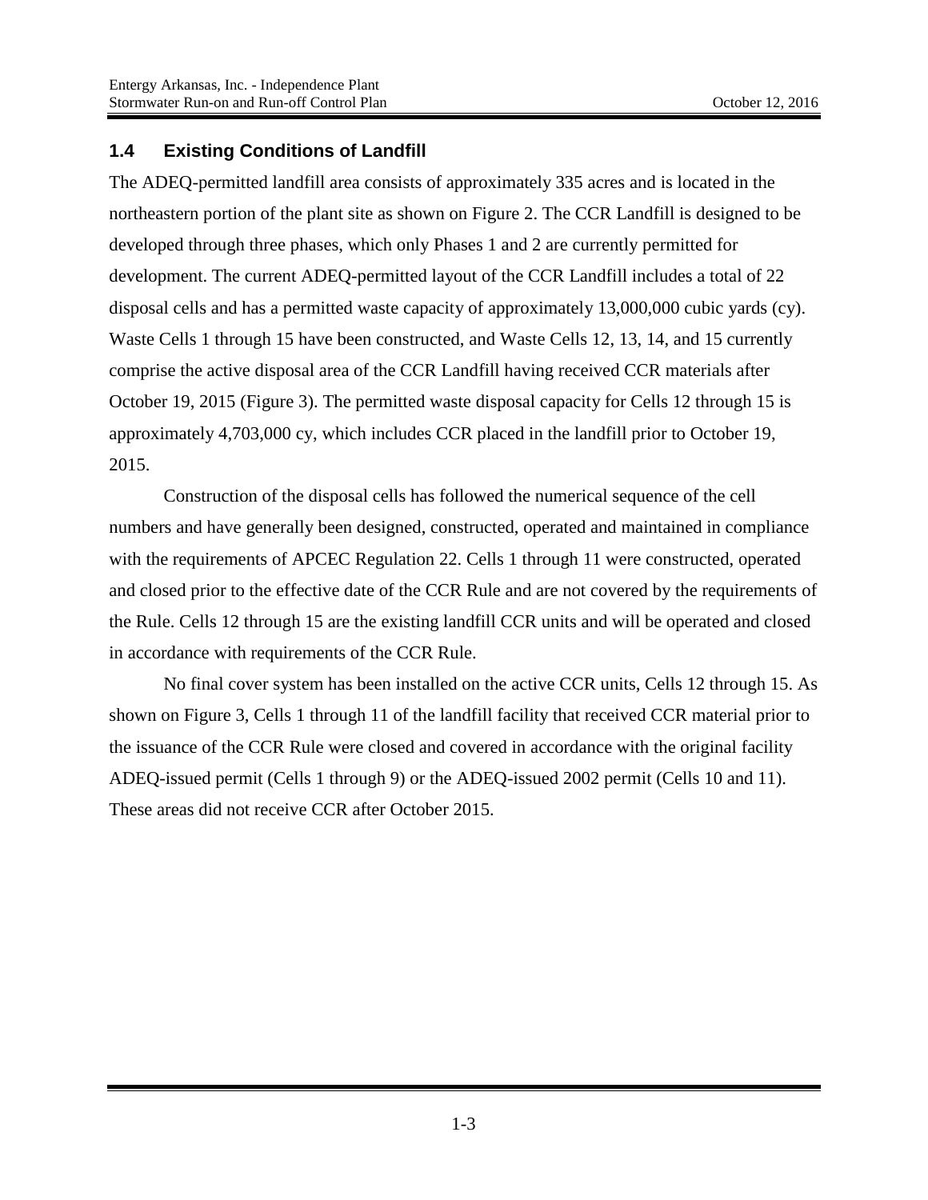## 1.4 Existing Conditions of Landfill

The ADEQ-permitted landfill area consists of approximately 335 acres and is located in the northeastern portion of the plant site as shown on Figure 2. The CCR Landfill is designed to be developed through three phases, which only Phases 1 and 2 are currently permitted for development. The current ADEQ-permitted layout of the CCR Landfill includes a total of 22 disposal cells and has a permitted waste capacity of approximately 13,000,000 cubic yards (cy). Waste Cells 1 through 15 have been constructed, and Waste Cells 12, 13, 14, and 15 currently comprise the active disposal area of the CCR Landfill having received CCR materials after October 19, 2015 (Figure 3). The permitted waste disposal capacity for Cells 12 through 15 is approximately 4,703,000 cy, which includes CCR placed in the landfill prior to October 19, 2015.

Construction of the disposal cells has followed the numerical sequence of the cell numbers and have generally been designed, constructed, operated and maintained in compliance with the requirements of APCEC Regulation 22. Cells 1 through 11 were constructed, operated and closed prior to the effective date of the CCR Rule and are not covered by the requirements of the Rule. Cells 12 through 15 are the existing landfill CCR units and will be operated and closed in accordance with requirements of the CCR Rule.

No final cover system has been installed on the active CCR units, Cells 12 through 15. As shown on Figure 3, Cells 1 through 11 of the landfill facility that received CCR material prior to the issuance of the CCR Rule were closed and covered in accordance with the original facility ADEQ-issued permit (Cells 1 through 9) or the ADEQ-issued 2002 permit (Cells 10 and 11). These areas did not receive CCR after October 2015.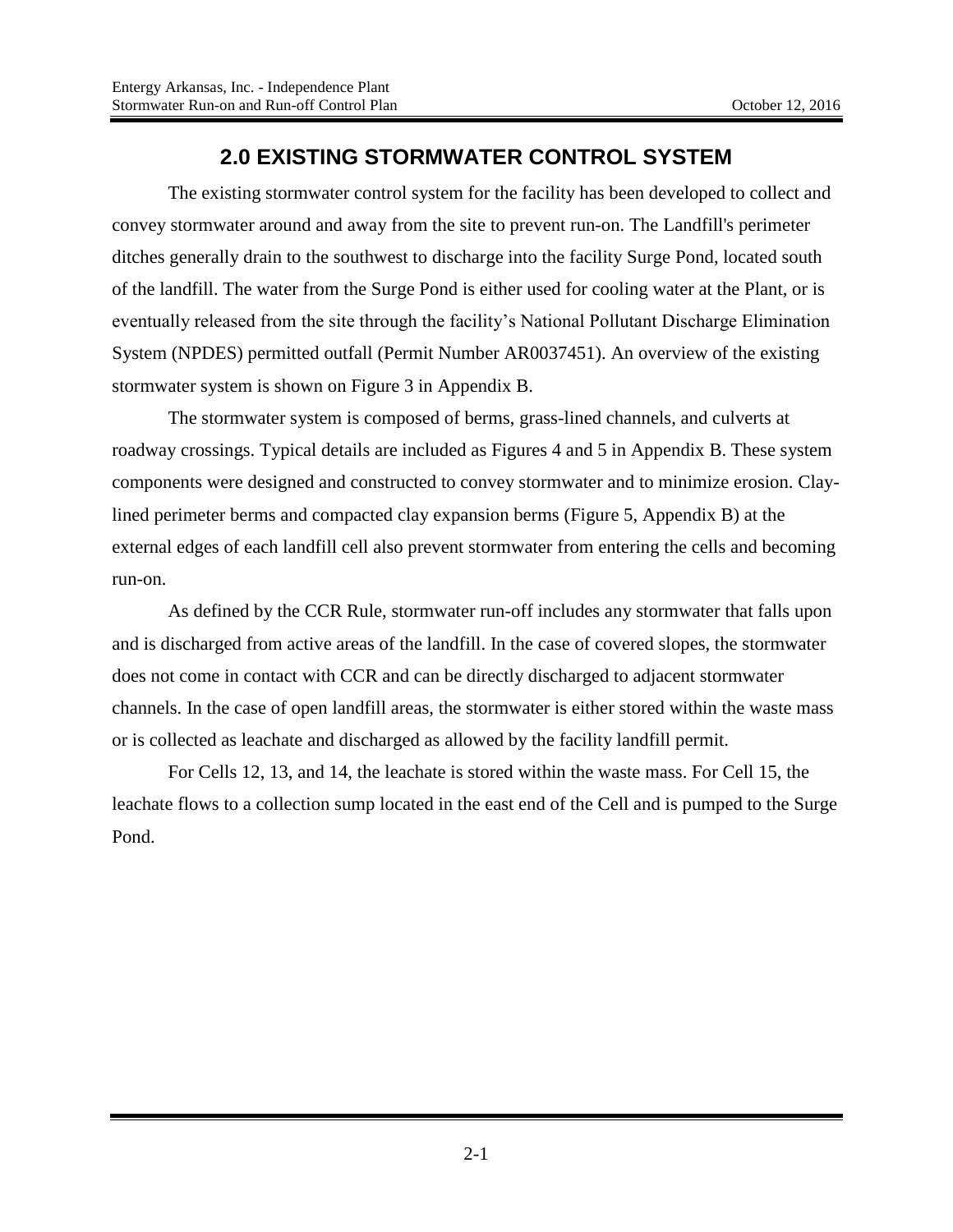## 2.0 EXISTING STORMWATER CONTROL SYSTEM

The existing stormwater control system for the facility has been developed to collect and convey stormwater around and away from the site to prevent run-on. The Landfill's perimeter ditches generally drain to the southwest to discharge into the facility Surge Pond, located south of the landfill. The water from the Surge Pond is either used for cooling water at the Plant, or is eventually released from the site through the facility's National Pollutant Discharge Elimination System (NPDES) permitted outfall (Permit Number AR0037451). An overview of the existing stormwater system is shown on Figure 3 in Appendix B.

The stormwater system is composed of berms, grass-lined channels, and culverts at roadway crossings. Typical details are included as Figures 4 and 5 in Appendix B. These system components were designed and constructed to convey stormwater and to minimize erosion. Clay-lined perimeter berms and compacted clay expansion berms (Figure 5, Appendix B) at the external edges of each landfill cell also prevent stormwater from entering the cells and becoming run-on.

As defined by the CCR Rule, stormwater run-off includes any stormwater that falls upon and is discharged from active areas of the landfill. In the case of covered slopes, the stormwater does not come in contact with CCR and can be directly discharged to adjacent stormwater channels. In the case of open landfill areas, the stormwater is either stored within the waste mass or is collected as leachate and discharged as allowed by the facility landfill permit.

For Cells 12, 13, and 14, the leachate is stored within the waste mass. For Cell 15, the leachate flows to a collection sump located in the east end of the Cell and is pumped to the Surge Pond.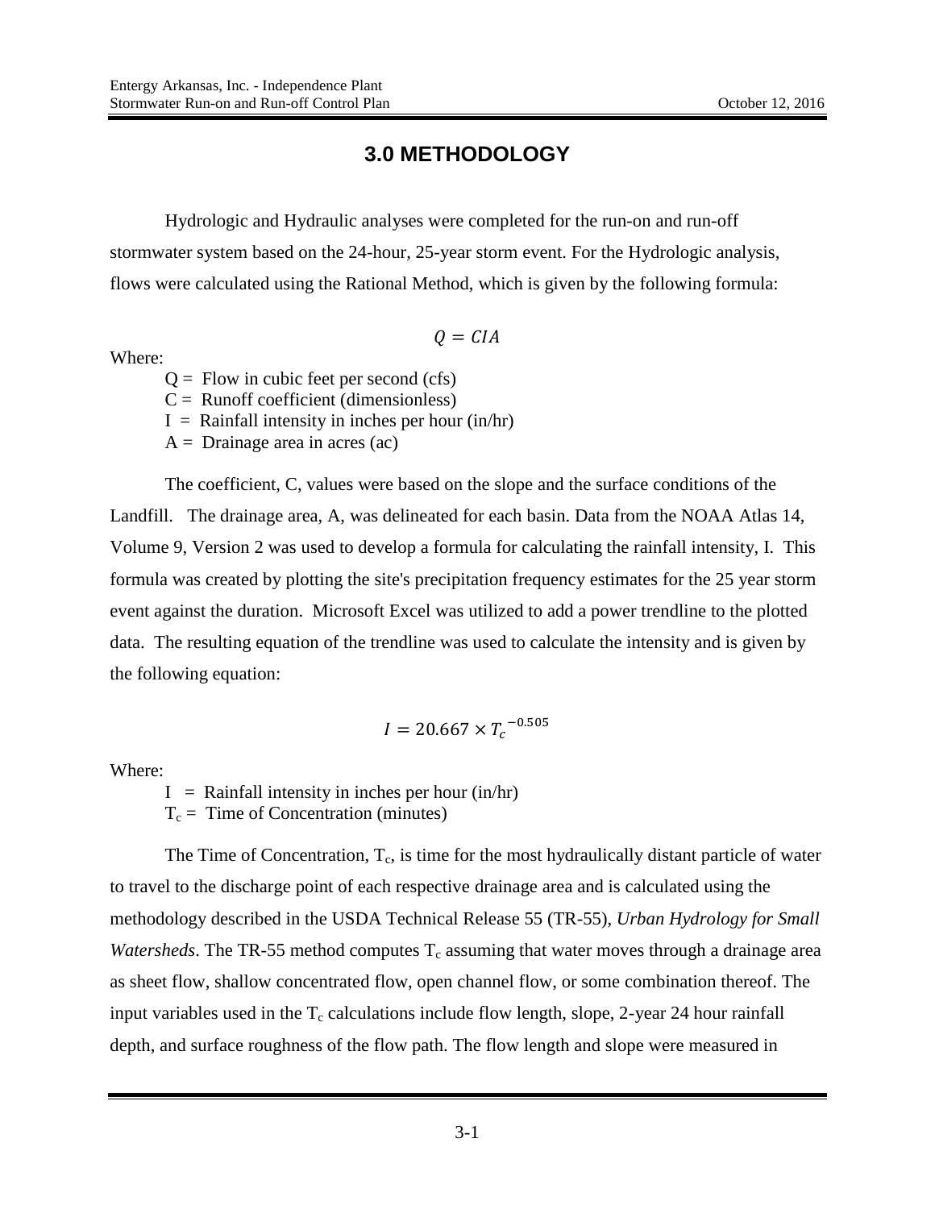# 3.0 METHODOLOGY

Hydrologic and Hydraulic analyses were completed for the run-on and run-off stormwater system based on the 24-hour, 25-year storm event. For the Hydrologic analysis, flows were calculated using the Rational Method, which is given by the following formula:

$$Q = CIA$$

Where:

$Q$ = Flow in cubic feet per second (cfs)
$C$ = Runoff coefficient (dimensionless)
$I$ = Rainfall intensity in inches per hour (in/hr)
$A$ = Drainage area in acres (ac)

The coefficient, C, values were based on the slope and the surface conditions of the Landfill. The drainage area, A, was delineated for each basin. Data from the NOAA Atlas 14, Volume 9, Version 2 was used to develop a formula for calculating the rainfall intensity, I. This formula was created by plotting the site's precipitation frequency estimates for the 25 year storm event against the duration. Microsoft Excel was utilized to add a power trendline to the plotted data. The resulting equation of the trendline was used to calculate the intensity and is given by the following equation:

$$I = 20.667 \times {T_c}^{-0.505}$$

Where:

$I$ = Rainfall intensity in inches per hour (in/hr)
$T_c$ = Time of Concentration (minutes)

The Time of Concentration, $T_c$, is time for the most hydraulically distant particle of water to travel to the discharge point of each respective drainage area and is calculated using the methodology described in the USDA Technical Release 55 (TR-55), *Urban Hydrology for Small Watersheds*. The TR-55 method computes $T_c$ assuming that water moves through a drainage area as sheet flow, shallow concentrated flow, open channel flow, or some combination thereof. The input variables used in the $T_c$ calculations include flow length, slope, 2-year 24 hour rainfall depth, and surface roughness of the flow path. The flow length and slope were measured in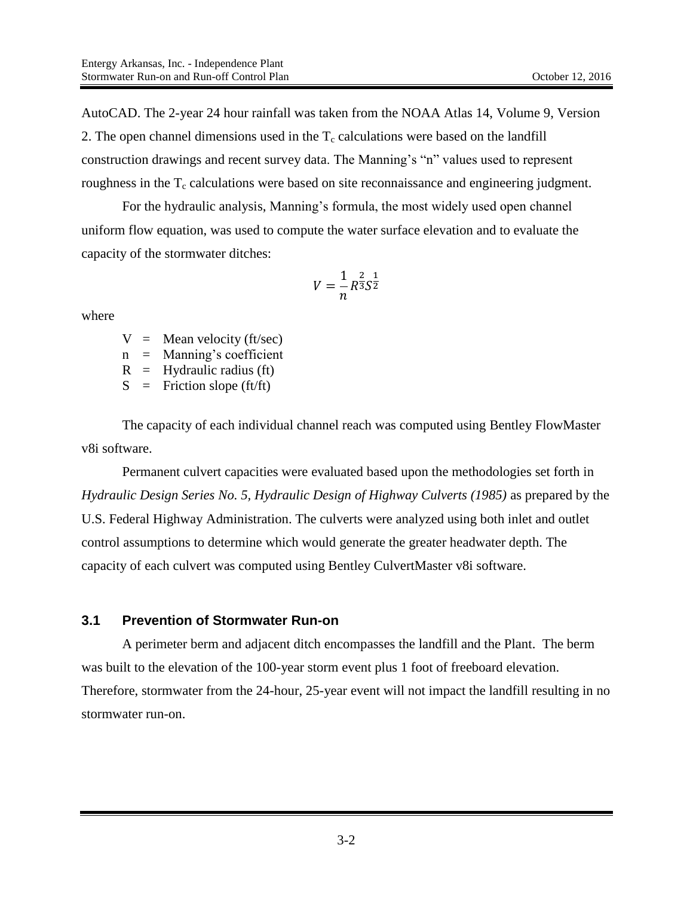AutoCAD. The 2-year 24 hour rainfall was taken from the NOAA Atlas 14, Volume 9, Version 2. The open channel dimensions used in the $T_c$ calculations were based on the landfill construction drawings and recent survey data. The Manning's "n" values used to represent roughness in the $T_c$ calculations were based on site reconnaissance and engineering judgment.

For the hydraulic analysis, Manning's formula, the most widely used open channel uniform flow equation, was used to compute the water surface elevation and to evaluate the capacity of the stormwater ditches:

$$V = \frac{1}{n} R^{\frac{2}{3}} S^{\frac{1}{2}}$$

where

- V = Mean velocity (ft/sec)
- n = Manning's coefficient
- R = Hydraulic radius (ft)
- S = Friction slope (ft/ft)

The capacity of each individual channel reach was computed using Bentley FlowMaster v8i software.

Permanent culvert capacities were evaluated based upon the methodologies set forth in *Hydraulic Design Series No. 5, Hydraulic Design of Highway Culverts (1985)* as prepared by the U.S. Federal Highway Administration. The culverts were analyzed using both inlet and outlet control assumptions to determine which would generate the greater headwater depth. The capacity of each culvert was computed using Bentley CulvertMaster v8i software.

## 3.1 Prevention of Stormwater Run-on

A perimeter berm and adjacent ditch encompasses the landfill and the Plant. The berm was built to the elevation of the 100-year storm event plus 1 foot of freeboard elevation. Therefore, stormwater from the 24-hour, 25-year event will not impact the landfill resulting in no stormwater run-on.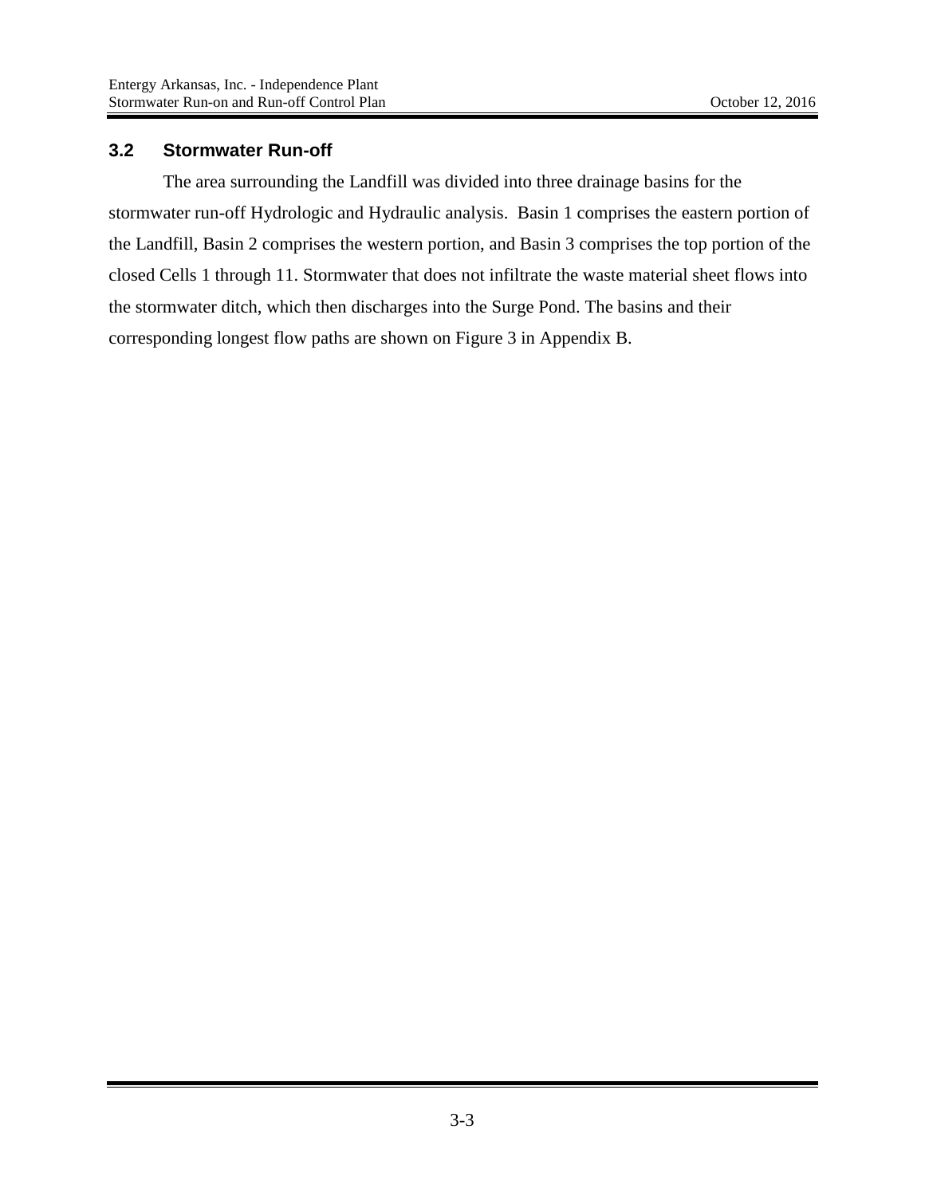## 3.2 Stormwater Run-off

The area surrounding the Landfill was divided into three drainage basins for the stormwater run-off Hydrologic and Hydraulic analysis. Basin 1 comprises the eastern portion of the Landfill, Basin 2 comprises the western portion, and Basin 3 comprises the top portion of the closed Cells 1 through 11. Stormwater that does not infiltrate the waste material sheet flows into the stormwater ditch, which then discharges into the Surge Pond. The basins and their corresponding longest flow paths are shown on Figure 3 in Appendix B.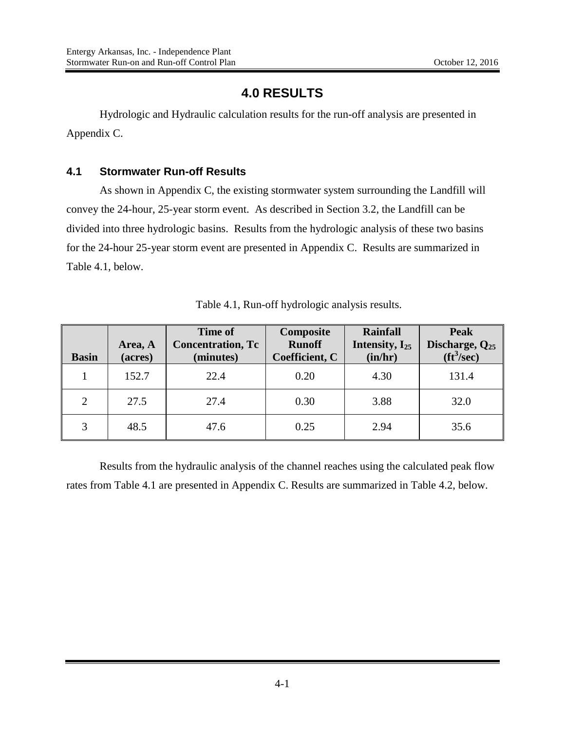# 4.0 RESULTS

Hydrologic and Hydraulic calculation results for the run-off analysis are presented in Appendix C.

## 4.1 Stormwater Run-off Results

As shown in Appendix C, the existing stormwater system surrounding the Landfill will convey the 24-hour, 25-year storm event. As described in Section 3.2, the Landfill can be divided into three hydrologic basins. Results from the hydrologic analysis of these two basins for the 24-hour 25-year storm event are presented in Appendix C. Results are summarized in Table 4.1, below.

Table 4.1, Run-off hydrologic analysis results.

| Basin | Area, A (acres) | Time of Concentration, Tc (minutes) | Composite Runoff Coefficient, C | Rainfall Intensity, $I_{25}$ (in/hr) | Peak Discharge, $Q_{25}$ ($ft^3$/sec) |
|---|---|---|---|---|---|
| 1 | 152.7 | 22.4 | 0.20 | 4.30 | 131.4 |
| 2 | 27.5 | 27.4 | 0.30 | 3.88 | 32.0 |
| 3 | 48.5 | 47.6 | 0.25 | 2.94 | 35.6 |

Results from the hydraulic analysis of the channel reaches using the calculated peak flow rates from Table 4.1 are presented in Appendix C. Results are summarized in Table 4.2, below.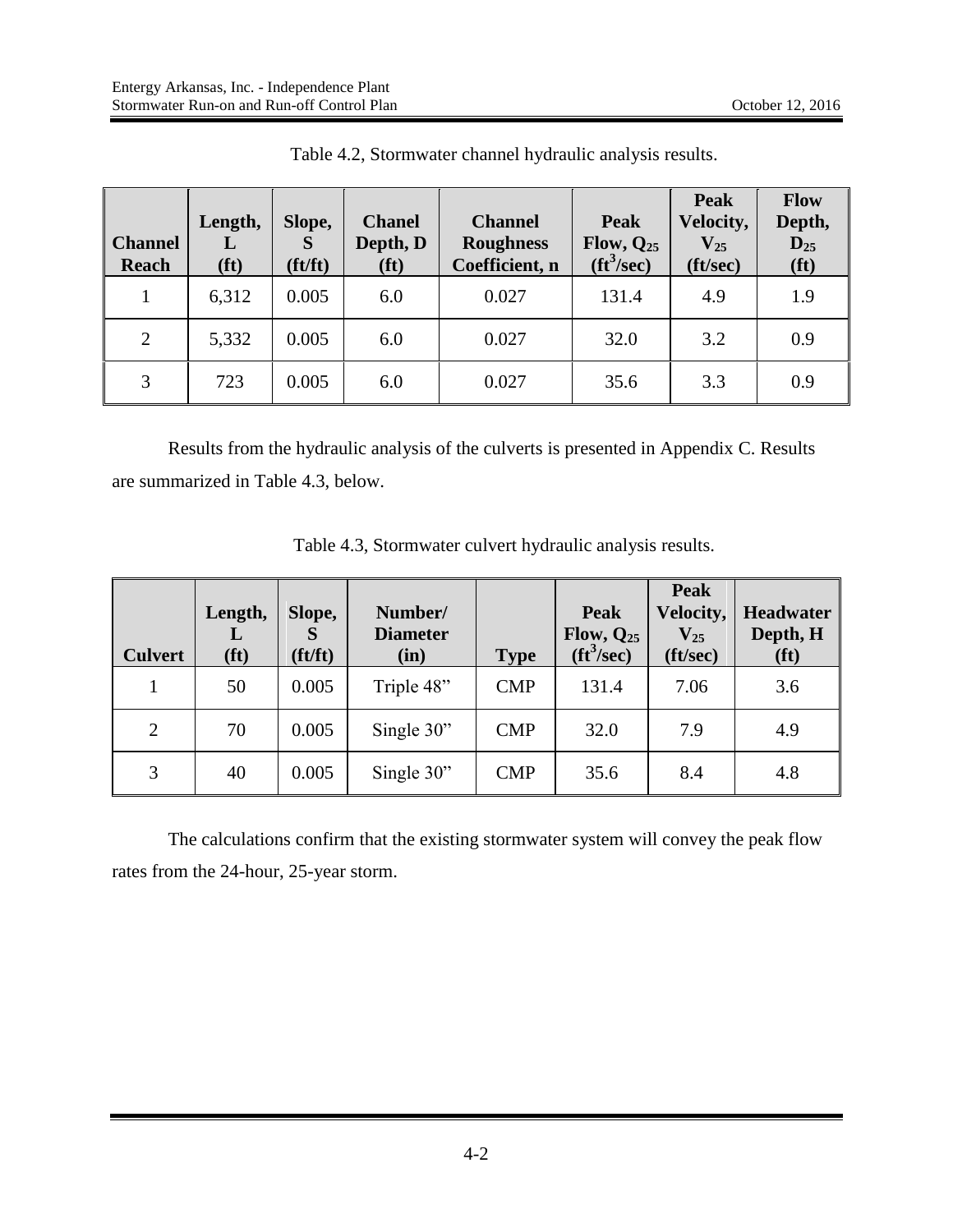Table 4.2, Stormwater channel hydraulic analysis results.

| Channel Reach | Length, L (ft) | Slope, S (ft/ft) | Chanel Depth, D (ft) | Channel Roughness Coefficient, n | Peak Flow, $Q_{25}$ ($ft^3$/sec) | Peak Velocity, $V_{25}$ (ft/sec) | Flow Depth, $D_{25}$ (ft) |
|---|---|---|---|---|---|---|---|
| 1 | 6,312 | 0.005 | 6.0 | 0.027 | 131.4 | 4.9 | 1.9 |
| 2 | 5,332 | 0.005 | 6.0 | 0.027 | 32.0 | 3.2 | 0.9 |
| 3 | 723 | 0.005 | 6.0 | 0.027 | 35.6 | 3.3 | 0.9 |

Results from the hydraulic analysis of the culverts is presented in Appendix C. Results are summarized in Table 4.3, below.

Table 4.3, Stormwater culvert hydraulic analysis results.

| Culvert | Length, L (ft) | Slope, S (ft/ft) | Number/ Diameter (in) | Type | Peak Flow, $Q_{25}$ ($ft^3$/sec) | Peak Velocity, $V_{25}$ (ft/sec) | Headwater Depth, H (ft) |
|---|---|---|---|---|---|---|---|
| 1 | 50 | 0.005 | Triple 48" | CMP | 131.4 | 7.06 | 3.6 |
| 2 | 70 | 0.005 | Single 30" | CMP | 32.0 | 7.9 | 4.9 |
| 3 | 40 | 0.005 | Single 30" | CMP | 35.6 | 8.4 | 4.8 |

The calculations confirm that the existing stormwater system will convey the peak flow rates from the 24-hour, 25-year storm.